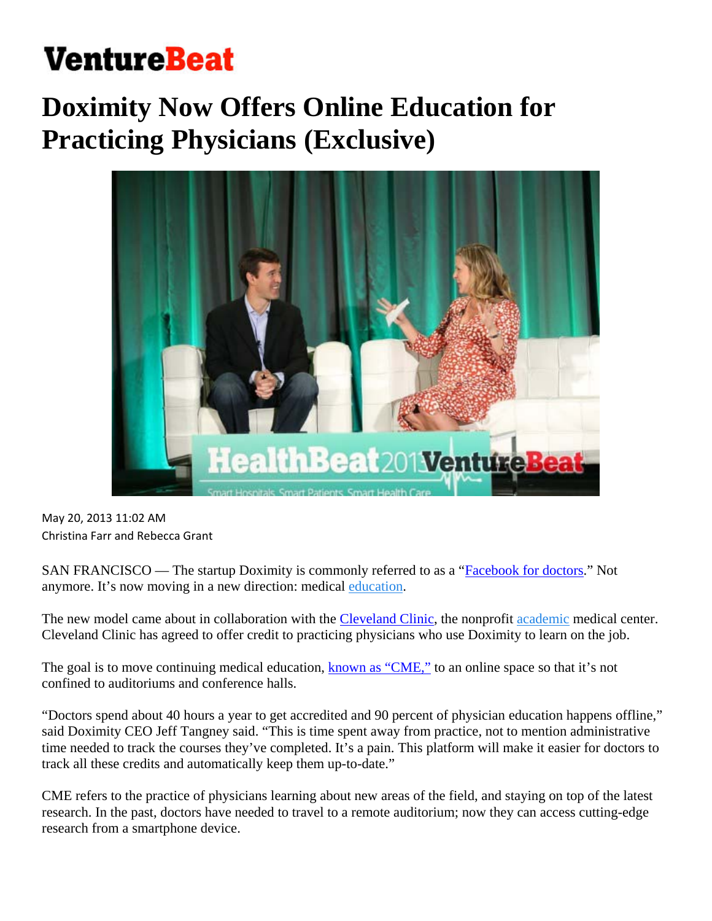# VentureBeat

# Doximity Now Offers Online Education for Practicing Physicians (Exclusive)

May 20, 2013 11:02 AM
Christina Farr and Rebecca Grant

SAN FRANCISCO — The startup Doximity is commonly referred to as a "Facebook for doctors." Not anymore. It's now moving in a new direction: medical education.

The new model came about in collaboration with the Cleveland Clinic, the nonprofit academic medical center. Cleveland Clinic has agreed to offer credit to practicing physicians who use Doximity to learn on the job.

The goal is to move continuing medical education, known as "CME," to an online space so that it's not confined to auditoriums and conference halls.

"Doctors spend about 40 hours a year to get accredited and 90 percent of physician education happens offline," said Doximity CEO Jeff Tangney said. "This is time spent away from practice, not to mention administrative time needed to track the courses they've completed. It's a pain. This platform will make it easier for doctors to track all these credits and automatically keep them up-to-date."

CME refers to the practice of physicians learning about new areas of the field, and staying on top of the latest research. In the past, doctors have needed to travel to a remote auditorium; now they can access cutting-edge research from a smartphone device.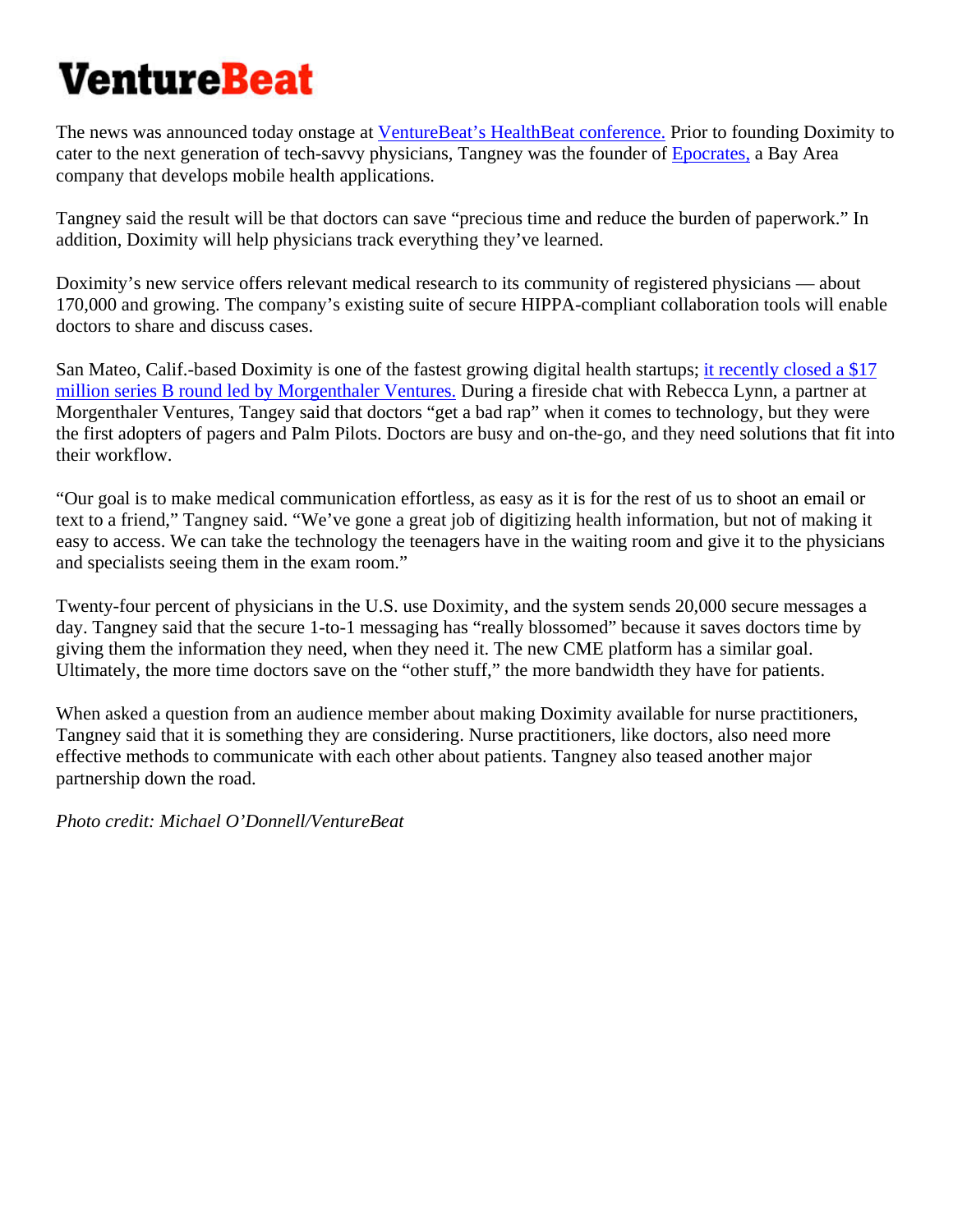# VentureBeat

The news was announced today onstage at VentureBeat's HealthBeat conference. Prior to founding Doximity to cater to the next generation of tech-savvy physicians, Tangney was the founder of Epocrates, a Bay Area company that develops mobile health applications.

Tangney said the result will be that doctors can save "precious time and reduce the burden of paperwork." In addition, Doximity will help physicians track everything they've learned.

Doximity's new service offers relevant medical research to its community of registered physicians — about 170,000 and growing. The company's existing suite of secure HIPPA-compliant collaboration tools will enable doctors to share and discuss cases.

San Mateo, Calif.-based Doximity is one of the fastest growing digital health startups; it recently closed a $17 million series B round led by Morgenthaler Ventures. During a fireside chat with Rebecca Lynn, a partner at Morgenthaler Ventures, Tangey said that doctors "get a bad rap" when it comes to technology, but they were the first adopters of pagers and Palm Pilots. Doctors are busy and on-the-go, and they need solutions that fit into their workflow.

"Our goal is to make medical communication effortless, as easy as it is for the rest of us to shoot an email or text to a friend," Tangney said. "We've gone a great job of digitizing health information, but not of making it easy to access. We can take the technology the teenagers have in the waiting room and give it to the physicians and specialists seeing them in the exam room."

Twenty-four percent of physicians in the U.S. use Doximity, and the system sends 20,000 secure messages a day. Tangney said that the secure 1-to-1 messaging has "really blossomed" because it saves doctors time by giving them the information they need, when they need it. The new CME platform has a similar goal. Ultimately, the more time doctors save on the "other stuff," the more bandwidth they have for patients.

When asked a question from an audience member about making Doximity available for nurse practitioners, Tangney said that it is something they are considering. Nurse practitioners, like doctors, also need more effective methods to communicate with each other about patients. Tangney also teased another major partnership down the road.

*Photo credit: Michael O'Donnell/VentureBeat*